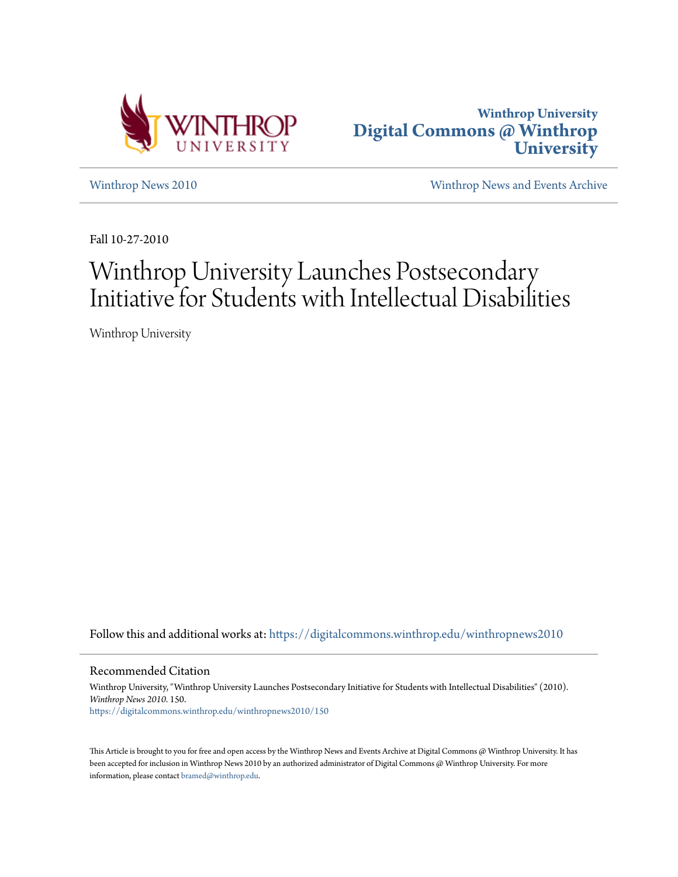Winthrop University
**Digital Commons @ Winthrop University**

Winthrop News 2010 | Winthrop News and Events Archive

Fall 10-27-2010

# Winthrop University Launches Postsecondary Initiative for Students with Intellectual Disabilities

Winthrop University

Follow this and additional works at: https://digitalcommons.winthrop.edu/winthropnews2010

## Recommended Citation

Winthrop University, "Winthrop University Launches Postsecondary Initiative for Students with Intellectual Disabilities" (2010). *Winthrop News 2010*. 150.
https://digitalcommons.winthrop.edu/winthropnews2010/150

This Article is brought to you for free and open access by the Winthrop News and Events Archive at Digital Commons @ Winthrop University. It has been accepted for inclusion in Winthrop News 2010 by an authorized administrator of Digital Commons @ Winthrop University. For more information, please contact bramed@winthrop.edu.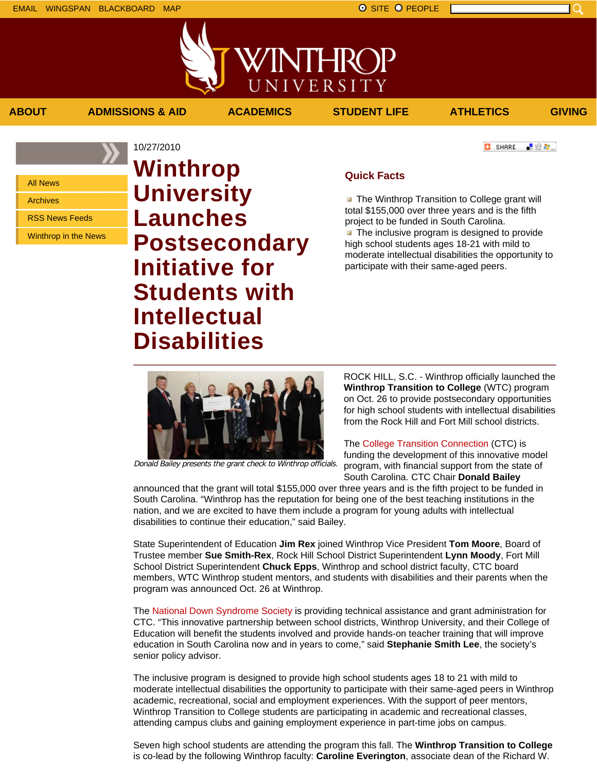EMAIL WINGSPAN BLACKBOARD MAP SITE PEOPLE

ABOUT ADMISSIONS & AID ACADEMICS STUDENT LIFE ATHLETICS GIVING

- All News
- Archives
- RSS News Feeds
- Winthrop in the News

10/27/2010

# Winthrop University Launches Postsecondary Initiative for Students with Intellectual Disabilities

## Quick Facts

- The Winthrop Transition to College grant will total $155,000 over three years and is the fifth project to be funded in South Carolina.
- The inclusive program is designed to provide high school students ages 18-21 with mild to moderate intellectual disabilities the opportunity to participate with their same-aged peers.

*Donald Bailey presents the grant check to Winthrop officials.*

ROCK HILL, S.C. - Winthrop officially launched the **Winthrop Transition to College** (WTC) program on Oct. 26 to provide postsecondary opportunities for high school students with intellectual disabilities from the Rock Hill and Fort Mill school districts.

The College Transition Connection (CTC) is funding the development of this innovative model program, with financial support from the state of South Carolina. CTC Chair **Donald Bailey** announced that the grant will total $155,000 over three years and is the fifth project to be funded in South Carolina. “Winthrop has the reputation for being one of the best teaching institutions in the nation, and we are excited to have them include a program for young adults with intellectual disabilities to continue their education,” said Bailey.

State Superintendent of Education **Jim Rex** joined Winthrop Vice President **Tom Moore**, Board of Trustee member **Sue Smith-Rex**, Rock Hill School District Superintendent **Lynn Moody**, Fort Mill School District Superintendent **Chuck Epps**, Winthrop and school district faculty, CTC board members, WTC Winthrop student mentors, and students with disabilities and their parents when the program was announced Oct. 26 at Winthrop.

The National Down Syndrome Society is providing technical assistance and grant administration for CTC. “This innovative partnership between school districts, Winthrop University, and their College of Education will benefit the students involved and provide hands-on teacher training that will improve education in South Carolina now and in years to come,” said **Stephanie Smith Lee**, the society’s senior policy advisor.

The inclusive program is designed to provide high school students ages 18 to 21 with mild to moderate intellectual disabilities the opportunity to participate with their same-aged peers in Winthrop academic, recreational, social and employment experiences. With the support of peer mentors, Winthrop Transition to College students are participating in academic and recreational classes, attending campus clubs and gaining employment experience in part-time jobs on campus.

Seven high school students are attending the program this fall. The **Winthrop Transition to College** is co-lead by the following Winthrop faculty: **Caroline Everington**, associate dean of the Richard W.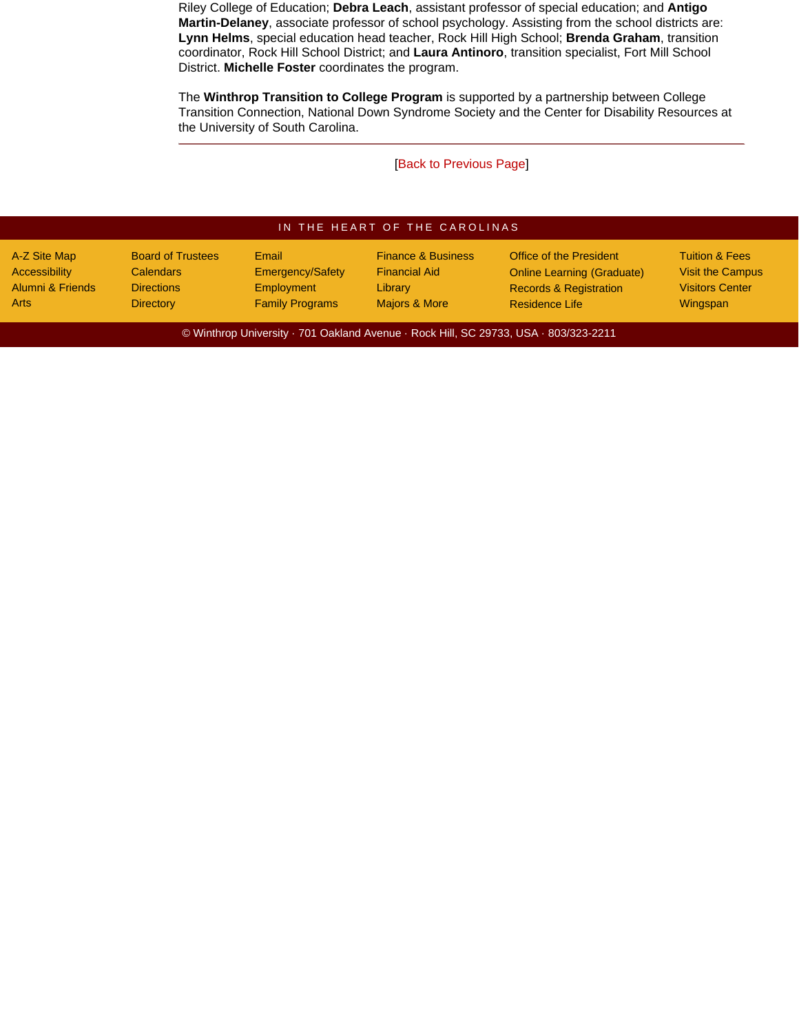Riley College of Education; **Debra Leach**, assistant professor of special education; and **Antigo Martin-Delaney**, associate professor of school psychology. Assisting from the school districts are: **Lynn Helms**, special education head teacher, Rock Hill High School; **Brenda Graham**, transition coordinator, Rock Hill School District; and **Laura Antinoro**, transition specialist, Fort Mill School District. **Michelle Foster** coordinates the program.

The **Winthrop Transition to College Program** is supported by a partnership between College Transition Connection, National Down Syndrome Society and the Center for Disability Resources at the University of South Carolina.

---

[Back to Previous Page]

IN THE HEART OF THE CAROLINAS

A-Z Site Map
Accessibility
Alumni & Friends
Arts
Board of Trustees
Calendars
Directions
Directory
Email
Emergency/Safety
Employment
Family Programs
Finance & Business
Financial Aid
Library
Majors & More
Office of the President
Online Learning (Graduate)
Records & Registration
Residence Life
Tuition & Fees
Visit the Campus
Visitors Center
Wingspan

© Winthrop University · 701 Oakland Avenue · Rock Hill, SC 29733, USA · 803/323-2211